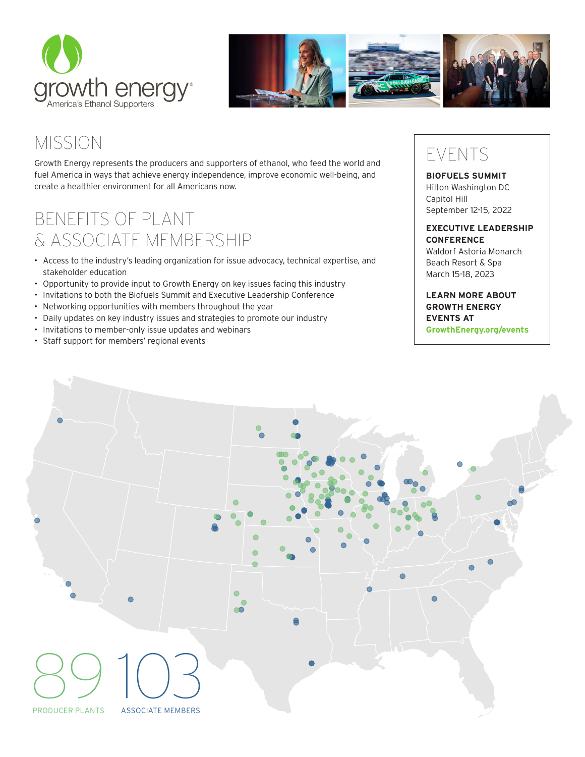growth energy®
America's Ethanol Supporters

## MISSION

Growth Energy represents the producers and supporters of ethanol, who feed the world and fuel America in ways that achieve energy independence, improve economic well-being, and create a healthier environment for all Americans now.

## BENEFITS OF PLANT & ASSOCIATE MEMBERSHIP

- Access to the industry's leading organization for issue advocacy, technical expertise, and stakeholder education
- Opportunity to provide input to Growth Energy on key issues facing this industry
- Invitations to both the Biofuels Summit and Executive Leadership Conference
- Networking opportunities with members throughout the year
- Daily updates on key industry issues and strategies to promote our industry
- Invitations to member-only issue updates and webinars
- Staff support for members' regional events

## EVENTS

**BIOFUELS SUMMIT**
Hilton Washington DC
Capitol Hill
September 12-15, 2022

**EXECUTIVE LEADERSHIP CONFERENCE**
Waldorf Astoria Monarch
Beach Resort & Spa
March 15-18, 2023

**LEARN MORE ABOUT GROWTH ENERGY EVENTS AT**
**GrowthEnergy.org/events**

89
PRODUCER PLANTS

103
ASSOCIATE MEMBERS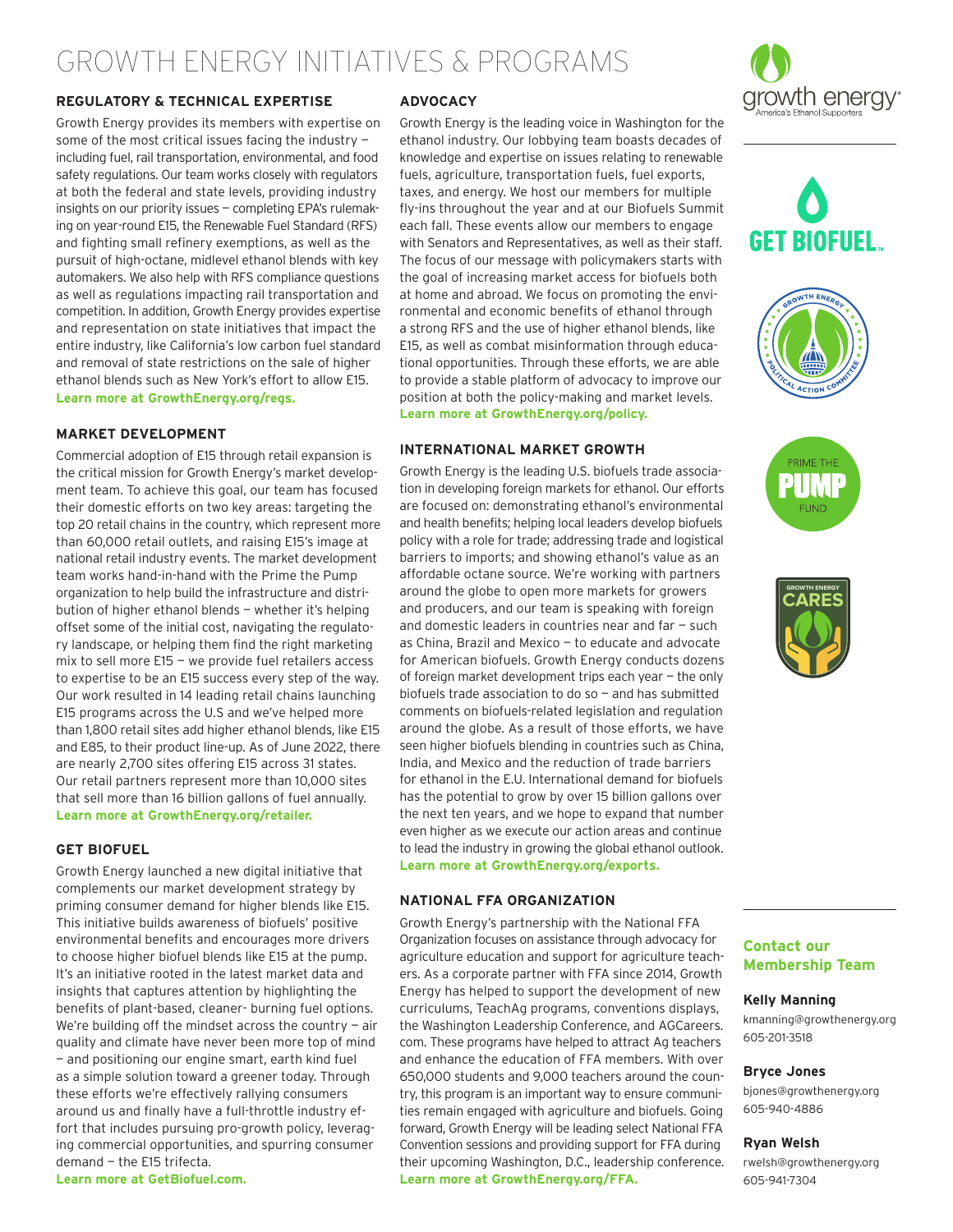# GROWTH ENERGY INITIATIVES & PROGRAMS

## REGULATORY & TECHNICAL EXPERTISE

Growth Energy provides its members with expertise on some of the most critical issues facing the industry — including fuel, rail transportation, environmental, and food safety regulations. Our team works closely with regulators at both the federal and state levels, providing industry insights on our priority issues — completing EPA's rulemaking on year-round E15, the Renewable Fuel Standard (RFS) and fighting small refinery exemptions, as well as the pursuit of high-octane, midlevel ethanol blends with key automakers. We also help with RFS compliance questions as well as regulations impacting rail transportation and competition. In addition, Growth Energy provides expertise and representation on state initiatives that impact the entire industry, like California's low carbon fuel standard and removal of state restrictions on the sale of higher ethanol blends such as New York's effort to allow E15.
**Learn more at GrowthEnergy.org/regs.**

## MARKET DEVELOPMENT

Commercial adoption of E15 through retail expansion is the critical mission for Growth Energy's market development team. To achieve this goal, our team has focused their domestic efforts on two key areas: targeting the top 20 retail chains in the country, which represent more than 60,000 retail outlets, and raising E15's image at national retail industry events. The market development team works hand-in-hand with the Prime the Pump organization to help build the infrastructure and distribution of higher ethanol blends — whether it's helping offset some of the initial cost, navigating the regulatory landscape, or helping them find the right marketing mix to sell more E15 — we provide fuel retailers access to expertise to be an E15 success every step of the way. Our work resulted in 14 leading retail chains launching E15 programs across the U.S and we've helped more than 1,800 retail sites add higher ethanol blends, like E15 and E85, to their product line-up. As of June 2022, there are nearly 2,700 sites offering E15 across 31 states. Our retail partners represent more than 10,000 sites that sell more than 16 billion gallons of fuel annually.
**Learn more at GrowthEnergy.org/retailer.**

## GET BIOFUEL

Growth Energy launched a new digital initiative that complements our market development strategy by priming consumer demand for higher blends like E15. This initiative builds awareness of biofuels' positive environmental benefits and encourages more drivers to choose higher biofuel blends like E15 at the pump. It's an initiative rooted in the latest market data and insights that captures attention by highlighting the benefits of plant-based, cleaner- burning fuel options. We're building off the mindset across the country — air quality and climate have never been more top of mind — and positioning our engine smart, earth kind fuel as a simple solution toward a greener today. Through these efforts we're effectively rallying consumers around us and finally have a full-throttle industry effort that includes pursuing pro-growth policy, leveraging commercial opportunities, and spurring consumer demand — the E15 trifecta.
**Learn more at GetBiofuel.com.**

## ADVOCACY

Growth Energy is the leading voice in Washington for the ethanol industry. Our lobbying team boasts decades of knowledge and expertise on issues relating to renewable fuels, agriculture, transportation fuels, fuel exports, taxes, and energy. We host our members for multiple fly-ins throughout the year and at our Biofuels Summit each fall. These events allow our members to engage with Senators and Representatives, as well as their staff. The focus of our message with policymakers starts with the goal of increasing market access for biofuels both at home and abroad. We focus on promoting the environmental and economic benefits of ethanol through a strong RFS and the use of higher ethanol blends, like E15, as well as combat misinformation through educational opportunities. Through these efforts, we are able to provide a stable platform of advocacy to improve our position at both the policy-making and market levels.
**Learn more at GrowthEnergy.org/policy.**

## INTERNATIONAL MARKET GROWTH

Growth Energy is the leading U.S. biofuels trade association in developing foreign markets for ethanol. Our efforts are focused on: demonstrating ethanol's environmental and health benefits; helping local leaders develop biofuels policy with a role for trade; addressing trade and logistical barriers to imports; and showing ethanol's value as an affordable octane source. We're working with partners around the globe to open more markets for growers and producers, and our team is speaking with foreign and domestic leaders in countries near and far — such as China, Brazil and Mexico — to educate and advocate for American biofuels. Growth Energy conducts dozens of foreign market development trips each year — the only biofuels trade association to do so — and has submitted comments on biofuels-related legislation and regulation around the globe. As a result of those efforts, we have seen higher biofuels blending in countries such as China, India, and Mexico and the reduction of trade barriers for ethanol in the E.U. International demand for biofuels has the potential to grow by over 15 billion gallons over the next ten years, and we hope to expand that number even higher as we execute our action areas and continue to lead the industry in growing the global ethanol outlook.
**Learn more at GrowthEnergy.org/exports.**

## NATIONAL FFA ORGANIZATION

Growth Energy's partnership with the National FFA Organization focuses on assistance through advocacy for agriculture education and support for agriculture teachers. As a corporate partner with FFA since 2014, Growth Energy has helped to support the development of new curriculums, TeachAg programs, conventions displays, the Washington Leadership Conference, and AGCareers.com. These programs have helped to attract Ag teachers and enhance the education of FFA members. With over 650,000 students and 9,000 teachers around the country, this program is an important way to ensure communities remain engaged with agriculture and biofuels. Going forward, Growth Energy will be leading select National FFA Convention sessions and providing support for FFA during their upcoming Washington, D.C., leadership conference.
**Learn more at GrowthEnergy.org/FFA.**

## Contact our Membership Team

**Kelly Manning**
kmanning@growthenergy.org
605-201-3518

**Bryce Jones**
bjones@growthenergy.org
605-940-4886

**Ryan Welsh**
rwelsh@growthenergy.org
605-941-7304